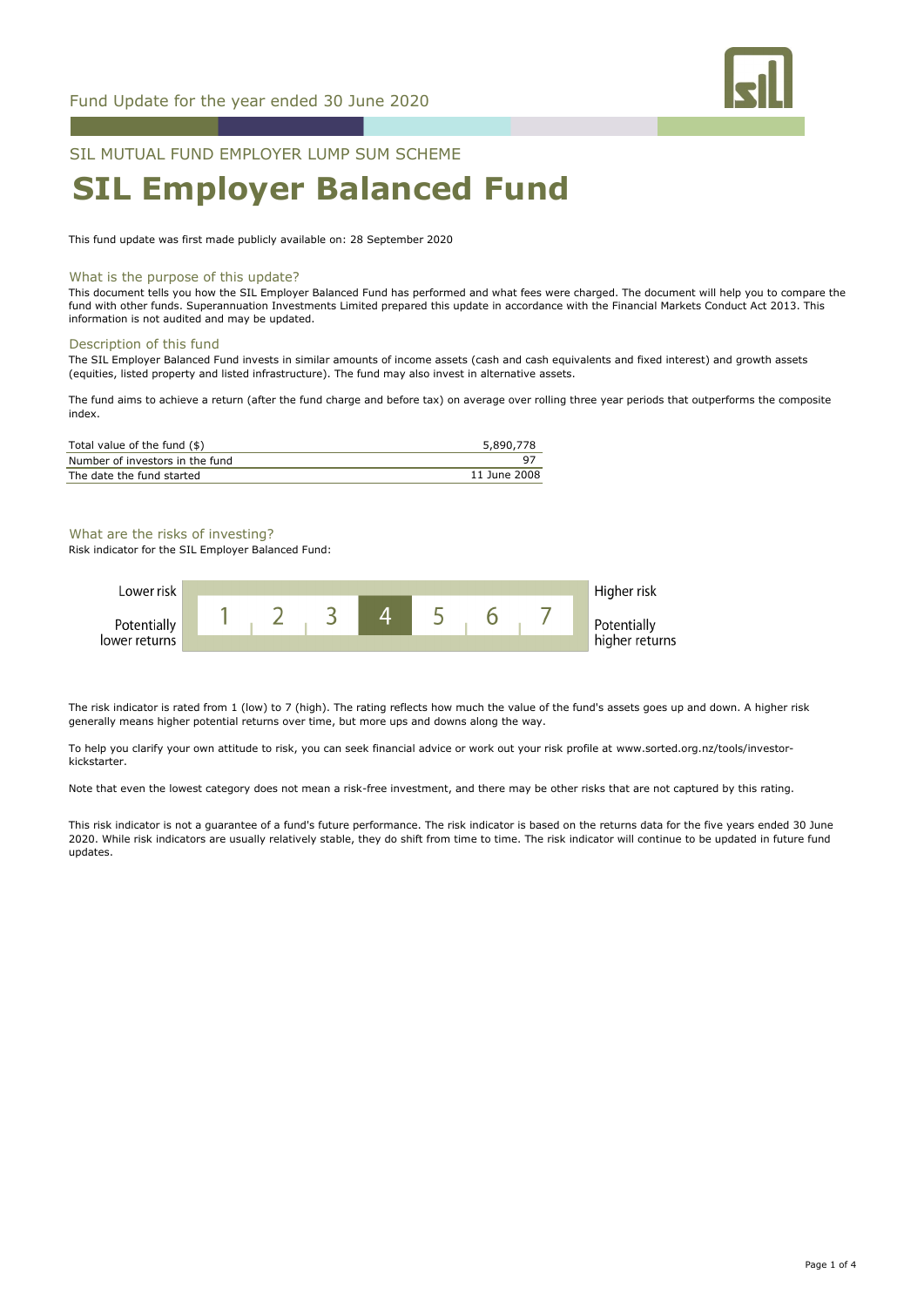Fund Update for the year ended 30 June 2020

SIL MUTUAL FUND EMPLOYER LUMP SUM SCHEME

# SIL Employer Balanced Fund

This fund update was first made publicly available on: 28 September 2020

## What is the purpose of this update?

This document tells you how the SIL Employer Balanced Fund has performed and what fees were charged. The document will help you to compare the fund with other funds. Superannuation Investments Limited prepared this update in accordance with the Financial Markets Conduct Act 2013. This information is not audited and may be updated.

## Description of this fund

The SIL Employer Balanced Fund invests in similar amounts of income assets (cash and cash equivalents and fixed interest) and growth assets (equities, listed property and listed infrastructure). The fund may also invest in alternative assets.

The fund aims to achieve a return (after the fund charge and before tax) on average over rolling three year periods that outperforms the composite index.

| | |
|---|---|
| Total value of the fund ($) | 5,890,778 |
| Number of investors in the fund | 97 |
| The date the fund started | 11 June 2008 |

## What are the risks of investing?

Risk indicator for the SIL Employer Balanced Fund:

| Lower risk / Potentially lower returns | 1 | 2 | 3 | **4** | 5 | 6 | 7 | Higher risk / Potentially higher returns |
|---|---|---|---|---|---|---|---|---|

The risk indicator is rated from 1 (low) to 7 (high). The rating reflects how much the value of the fund's assets goes up and down. A higher risk generally means higher potential returns over time, but more ups and downs along the way.

To help you clarify your own attitude to risk, you can seek financial advice or work out your risk profile at www.sorted.org.nz/tools/investor-kickstarter.

Note that even the lowest category does not mean a risk-free investment, and there may be other risks that are not captured by this rating.

This risk indicator is not a guarantee of a fund's future performance. The risk indicator is based on the returns data for the five years ended 30 June 2020. While risk indicators are usually relatively stable, they do shift from time to time. The risk indicator will continue to be updated in future fund updates.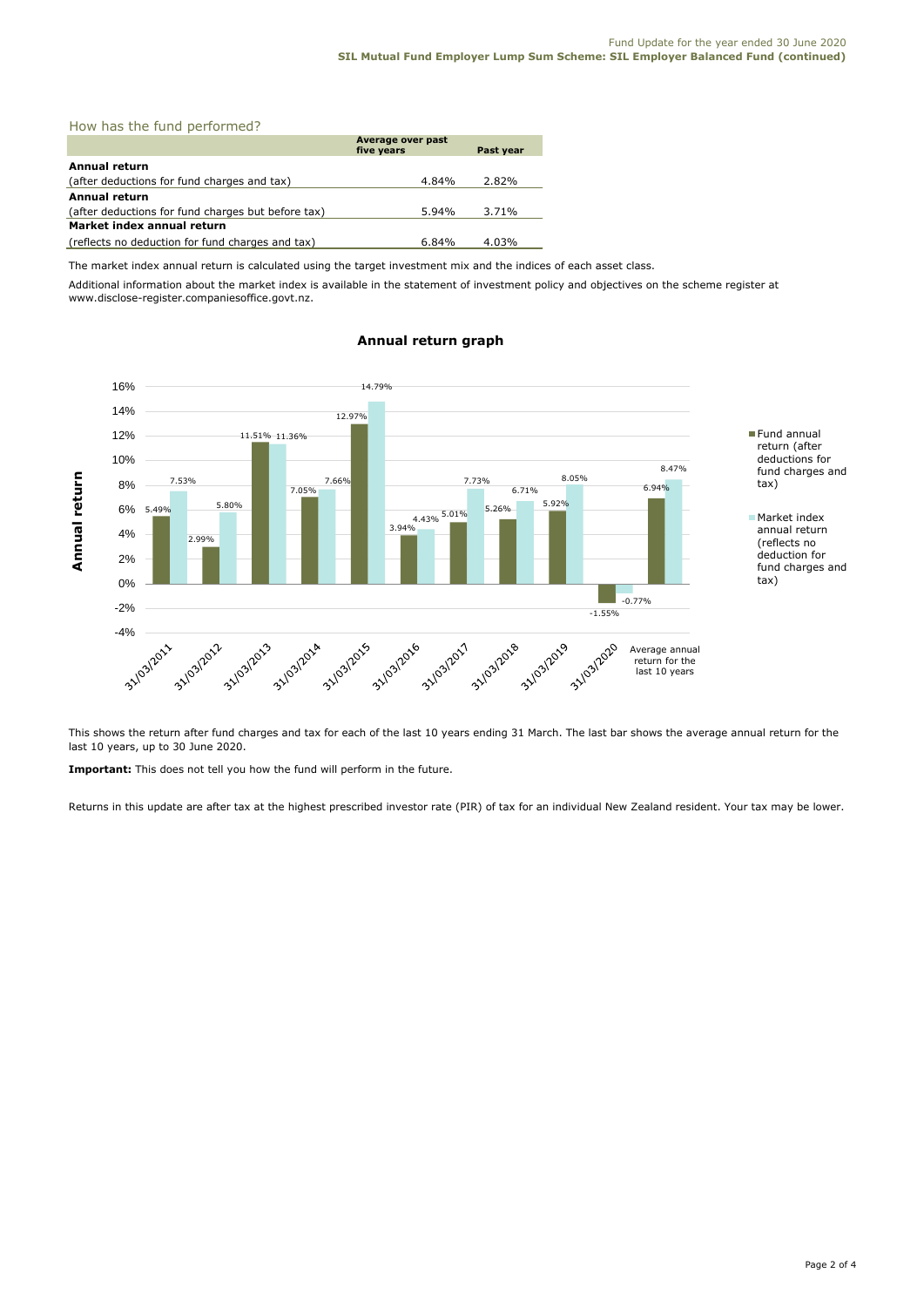## How has the fund performed?

| | Average over past five years | Past year |
|---|---|---|
| **Annual return** (after deductions for fund charges and tax) | 4.84% | 2.82% |
| **Annual return** (after deductions for fund charges but before tax) | 5.94% | 3.71% |
| **Market index annual return** (reflects no deduction for fund charges and tax) | 6.84% | 4.03% |

The market index annual return is calculated using the target investment mix and the indices of each asset class.

Additional information about the market index is available in the statement of investment policy and objectives on the scheme register at www.disclose-register.companiesoffice.govt.nz.

### Annual return graph

| Year | Fund annual return (after deductions for fund charges and tax) | Market index annual return (reflects no deduction for fund charges and tax) |
|---|---|---|
| 31/03/2011 | 5.49% | 7.53% |
| 31/03/2012 | 2.99% | 5.80% |
| 31/03/2013 | 11.51% | 11.36% |
| 31/03/2014 | 7.05% | 7.66% |
| 31/03/2015 | 12.97% | 14.79% |
| 31/03/2016 | 3.94% | 4.43% |
| 31/03/2017 | 5.01% | 7.73% |
| 31/03/2018 | 5.26% | 6.71% |
| 31/03/2019 | 5.92% | 8.05% |
| 31/03/2020 | -1.55% | -0.77% |
| Average annual return for the last 10 years | 6.94% | 8.47% |

This shows the return after fund charges and tax for each of the last 10 years ending 31 March. The last bar shows the average annual return for the last 10 years, up to 30 June 2020.

**Important:** This does not tell you how the fund will perform in the future.

Returns in this update are after tax at the highest prescribed investor rate (PIR) of tax for an individual New Zealand resident. Your tax may be lower.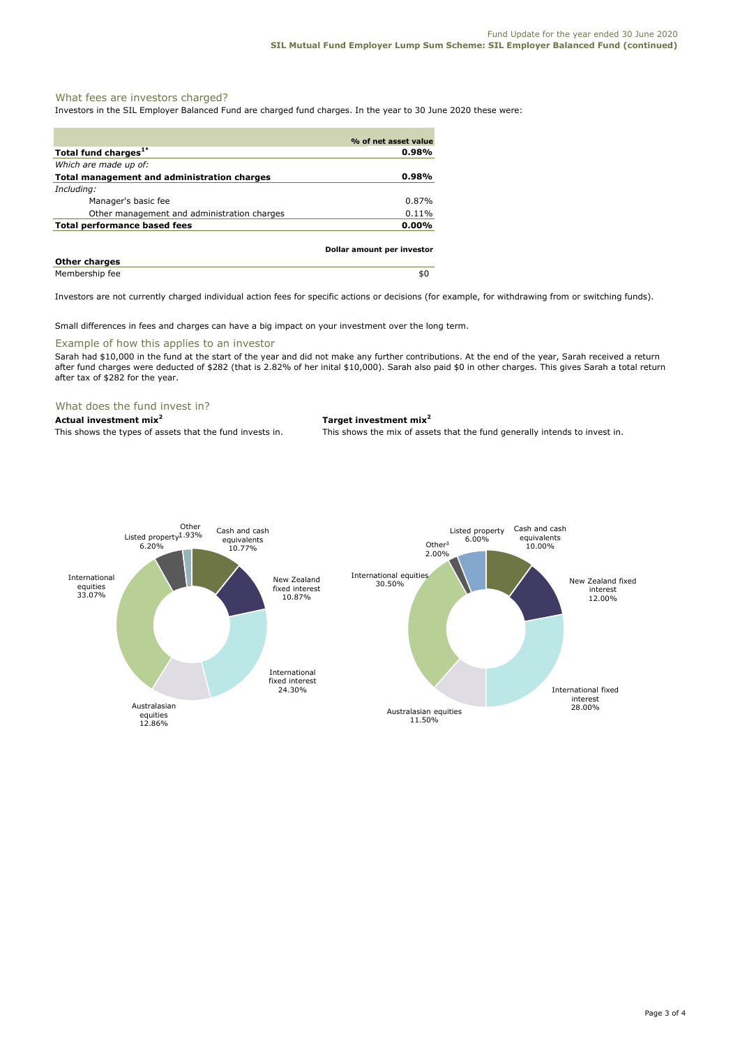## What fees are investors charged?

Investors in the SIL Employer Balanced Fund are charged fund charges. In the year to 30 June 2020 these were:

| | % of net asset value |
|---|---|
| **Total fund charges[1*]** | **0.98%** |
| *Which are made up of:* | |
| **Total management and administration charges** | **0.98%** |
| *Including:* | |
| Manager's basic fee | 0.87% |
| Other management and administration charges | 0.11% |
| **Total performance based fees** | **0.00%** |

| **Other charges** | **Dollar amount per investor** |
|---|---|
| Membership fee | $0 |

Investors are not currently charged individual action fees for specific actions or decisions (for example, for withdrawing from or switching funds).

Small differences in fees and charges can have a big impact on your investment over the long term.

## Example of how this applies to an investor

Sarah had $10,000 in the fund at the start of the year and did not make any further contributions. At the end of the year, Sarah received a return after fund charges were deducted of $282 (that is 2.82% of her inital $10,000). Sarah also paid $0 in other charges. This gives Sarah a total return after tax of $282 for the year.

## What does the fund invest in?

**Actual investment mix[2]**

This shows the types of assets that the fund invests in.

| Asset type | % |
|---|---|
| Cash and cash equivalents | 10.77% |
| New Zealand fixed interest | 10.87% |
| International fixed interest | 24.30% |
| Australasian equities | 12.86% |
| International equities | 33.07% |
| Listed property | 6.20% |
| Other | 1.93% |

**Target investment mix[2]**

This shows the mix of assets that the fund generally intends to invest in.

| Asset type | % |
|---|---|
| Cash and cash equivalents | 10.00% |
| New Zealand fixed interest | 12.00% |
| International fixed interest | 28.00% |
| Australasian equities | 11.50% |
| International equities | 30.50% |
| Listed property | 6.00% |
| Other[3] | 2.00% |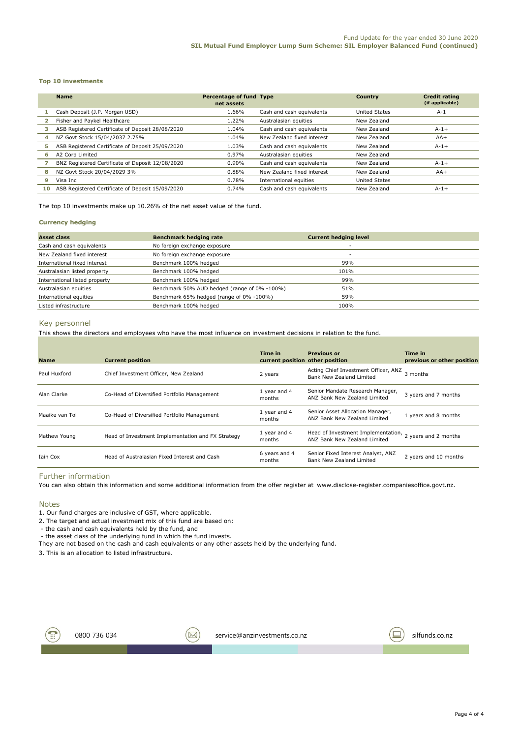### Top 10 investments

| | Name | Percentage of fund net assets | Type | Country | Credit rating (if applicable) |
|---|---|---|---|---|---|
| 1 | Cash Deposit (J.P. Morgan USD) | 1.66% | Cash and cash equivalents | United States | A-1 |
| 2 | Fisher and Paykel Healthcare | 1.22% | Australasian equities | New Zealand | |
| 3 | ASB Registered Certificate of Deposit 28/08/2020 | 1.04% | Cash and cash equivalents | New Zealand | A-1+ |
| 4 | NZ Govt Stock 15/04/2037 2.75% | 1.04% | New Zealand fixed interest | New Zealand | AA+ |
| 5 | ASB Registered Certificate of Deposit 25/09/2020 | 1.03% | Cash and cash equivalents | New Zealand | A-1+ |
| 6 | A2 Corp Limited | 0.97% | Australasian equities | New Zealand | |
| 7 | BNZ Registered Certificate of Deposit 12/08/2020 | 0.90% | Cash and cash equivalents | New Zealand | A-1+ |
| 8 | NZ Govt Stock 20/04/2029 3% | 0.88% | New Zealand fixed interest | New Zealand | AA+ |
| 9 | Visa Inc | 0.78% | International equities | United States | |
| 10 | ASB Registered Certificate of Deposit 15/09/2020 | 0.74% | Cash and cash equivalents | New Zealand | A-1+ |

The top 10 investments make up 10.26% of the net asset value of the fund.

### Currency hedging

| Asset class | Benchmark hedging rate | Current hedging level |
|---|---|---|
| Cash and cash equivalents | No foreign exchange exposure | - |
| New Zealand fixed interest | No foreign exchange exposure | - |
| International fixed interest | Benchmark 100% hedged | 99% |
| Australasian listed property | Benchmark 100% hedged | 101% |
| International listed property | Benchmark 100% hedged | 99% |
| Australasian equities | Benchmark 50% AUD hedged (range of 0% -100%) | 51% |
| International equities | Benchmark 65% hedged (range of 0% -100%) | 59% |
| Listed infrastructure | Benchmark 100% hedged | 100% |

## Key personnel

This shows the directors and employees who have the most influence on investment decisions in relation to the fund.

| Name | Current position | Time in current position | Previous or other position | Time in previous or other position |
|---|---|---|---|---|
| Paul Huxford | Chief Investment Officer, New Zealand | 2 years | Acting Chief Investment Officer, ANZ Bank New Zealand Limited | 3 months |
| Alan Clarke | Co-Head of Diversified Portfolio Management | 1 year and 4 months | Senior Mandate Research Manager, ANZ Bank New Zealand Limited | 3 years and 7 months |
| Maaike van Tol | Co-Head of Diversified Portfolio Management | 1 year and 4 months | Senior Asset Allocation Manager, ANZ Bank New Zealand Limited | 1 years and 8 months |
| Mathew Young | Head of Investment Implementation and FX Strategy | 1 year and 4 months | Head of Investment Implementation, ANZ Bank New Zealand Limited | 2 years and 2 months |
| Iain Cox | Head of Australasian Fixed Interest and Cash | 6 years and 4 months | Senior Fixed Interest Analyst, ANZ Bank New Zealand Limited | 2 years and 10 months |

## Further information

You can also obtain this information and some additional information from the offer register at www.disclose-register.companiesoffice.govt.nz.

## Notes

1. Our fund charges are inclusive of GST, where applicable.
2. The target and actual investment mix of this fund are based on:
 - the cash and cash equivalents held by the fund, and
 - the asset class of the underlying fund in which the fund invests.

They are not based on the cash and cash equivalents or any other assets held by the underlying fund.

3. This is an allocation to listed infrastructure.

0800 736 034 service@anzinvestments.co.nz silfunds.co.nz